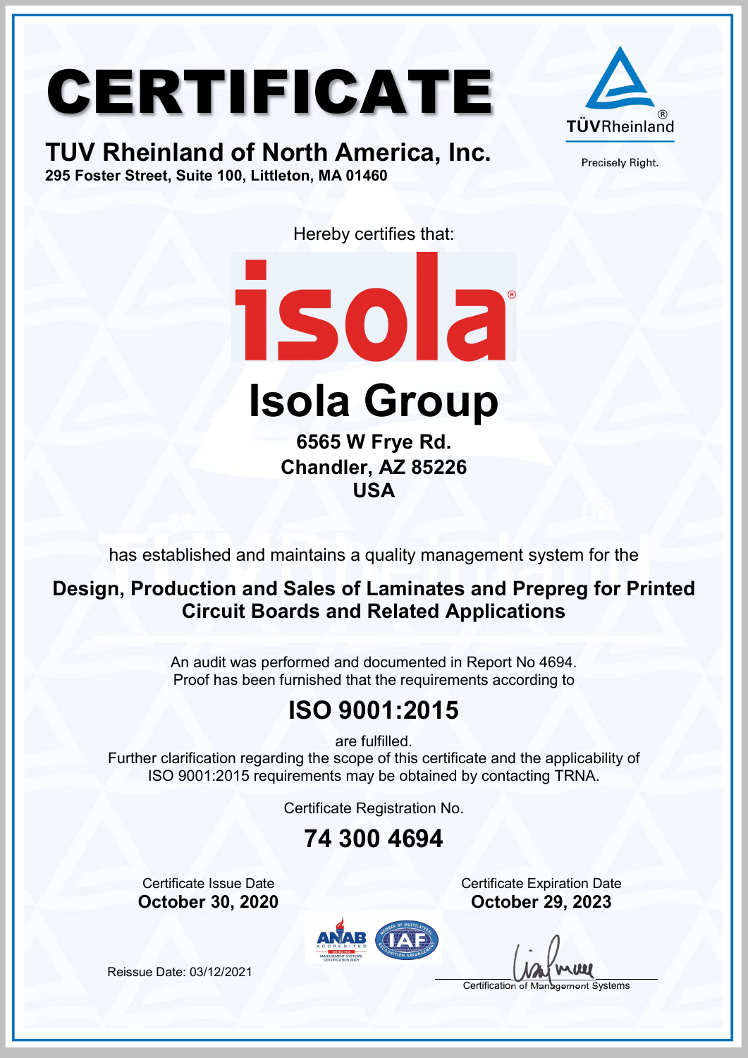# CERTIFICATE

## TUV Rheinland of North America, Inc.

**295 Foster Street, Suite 100, Littleton, MA 01460**

TÜVRheinland®

Precisely Right.

Hereby certifies that:

isola®

# Isola Group

**6565 W Frye Rd.**
**Chandler, AZ 85226**
**USA**

has established and maintains a quality management system for the

**Design, Production and Sales of Laminates and Prepreg for Printed Circuit Boards and Related Applications**

An audit was performed and documented in Report No 4694.
Proof has been furnished that the requirements according to

## ISO 9001:2015

are fulfilled.
Further clarification regarding the scope of this certificate and the applicability of ISO 9001:2015 requirements may be obtained by contacting TRNA.

Certificate Registration No.

## 74 300 4694

| Certificate Issue Date | Certificate Expiration Date |
| --- | --- |
| **October 30, 2020** | **October 29, 2023** |

ANAB ACCREDITED MANAGEMENT SYSTEMS CERTIFICATION BODY — IAF

Reissue Date: 03/12/2021

Certification of Management Systems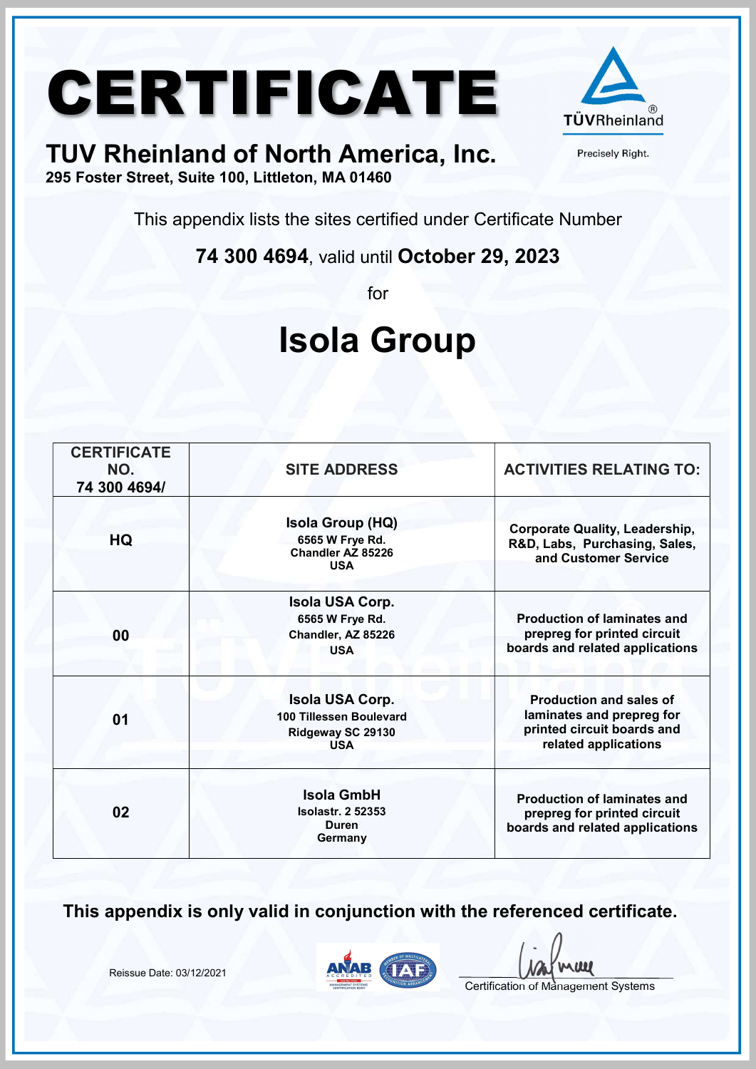# CERTIFICATE

## TUV Rheinland of North America, Inc.

**295 Foster Street, Suite 100, Littleton, MA 01460**

TÜVRheinland®

Precisely Right.

This appendix lists the sites certified under Certificate Number

**74 300 4694**, valid until **October 29, 2023**

for

# Isola Group

| CERTIFICATE NO. 74 300 4694/ | SITE ADDRESS | ACTIVITIES RELATING TO: |
|---|---|---|
| HQ | **Isola Group (HQ)** 6565 W Frye Rd. Chandler AZ 85226 USA | Corporate Quality, Leadership, R&D, Labs, Purchasing, Sales, and Customer Service |
| 00 | **Isola USA Corp.** 6565 W Frye Rd. Chandler, AZ 85226 USA | Production of laminates and prepreg for printed circuit boards and related applications |
| 01 | **Isola USA Corp.** 100 Tillessen Boulevard Ridgeway SC 29130 USA | Production and sales of laminates and prepreg for printed circuit boards and related applications |
| 02 | **Isola GmbH** Isolastr. 2 52353 Duren Germany | Production of laminates and prepreg for printed circuit boards and related applications |

**This appendix is only valid in conjunction with the referenced certificate.**

Reissue Date: 03/12/2021

Certification of Management Systems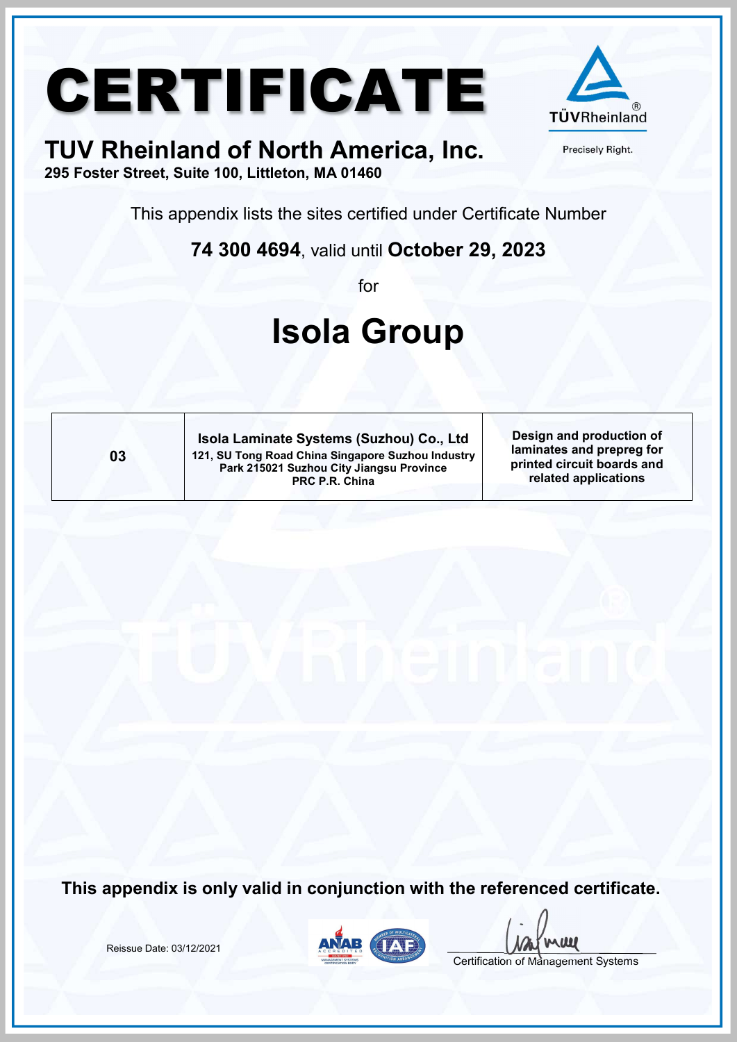# CERTIFICATE

TÜVRheinland®

Precisely Right.

## TUV Rheinland of North America, Inc.

**295 Foster Street, Suite 100, Littleton, MA 01460**

This appendix lists the sites certified under Certificate Number

**74 300 4694**, valid until **October 29, 2023**

for

# Isola Group

| | | |
|---|---|---|
| **03** | **Isola Laminate Systems (Suzhou) Co., Ltd**<br>**121, SU Tong Road China Singapore Suzhou Industry Park 215021 Suzhou City Jiangsu Province PRC P.R. China** | **Design and production of laminates and prepreg for printed circuit boards and related applications** |

**This appendix is only valid in conjunction with the referenced certificate.**

Reissue Date: 03/12/2021

Certification of Management Systems